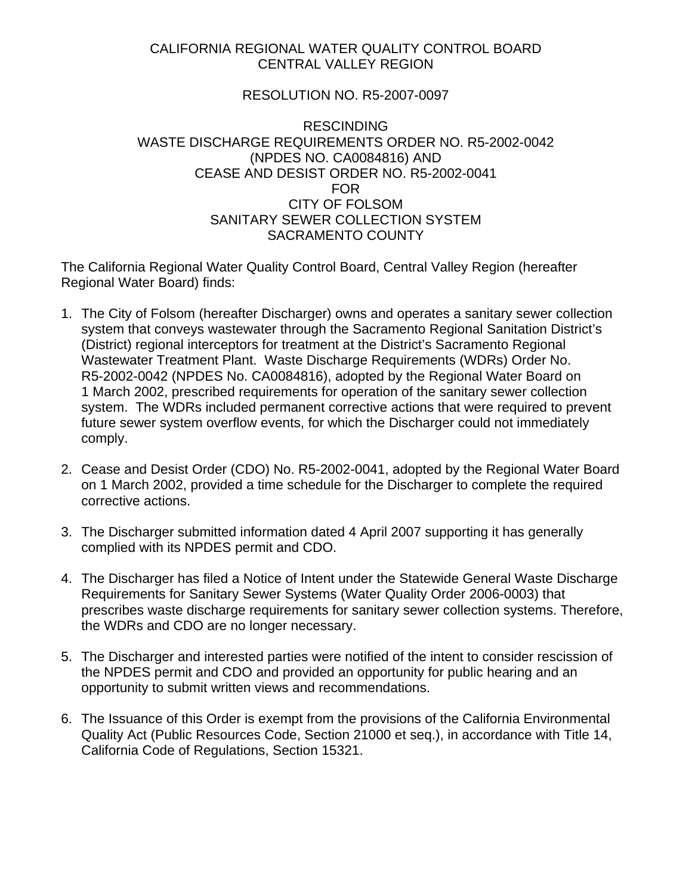CALIFORNIA REGIONAL WATER QUALITY CONTROL BOARD
CENTRAL VALLEY REGION

RESOLUTION NO. R5-2007-0097

RESCINDING
WASTE DISCHARGE REQUIREMENTS ORDER NO. R5-2002-0042
(NPDES NO. CA0084816) AND
CEASE AND DESIST ORDER NO. R5-2002-0041
FOR
CITY OF FOLSOM
SANITARY SEWER COLLECTION SYSTEM
SACRAMENTO COUNTY

The California Regional Water Quality Control Board, Central Valley Region (hereafter Regional Water Board) finds:

1. The City of Folsom (hereafter Discharger) owns and operates a sanitary sewer collection system that conveys wastewater through the Sacramento Regional Sanitation District's (District) regional interceptors for treatment at the District's Sacramento Regional Wastewater Treatment Plant. Waste Discharge Requirements (WDRs) Order No. R5-2002-0042 (NPDES No. CA0084816), adopted by the Regional Water Board on 1 March 2002, prescribed requirements for operation of the sanitary sewer collection system. The WDRs included permanent corrective actions that were required to prevent future sewer system overflow events, for which the Discharger could not immediately comply.

2. Cease and Desist Order (CDO) No. R5-2002-0041, adopted by the Regional Water Board on 1 March 2002, provided a time schedule for the Discharger to complete the required corrective actions.

3. The Discharger submitted information dated 4 April 2007 supporting it has generally complied with its NPDES permit and CDO.

4. The Discharger has filed a Notice of Intent under the Statewide General Waste Discharge Requirements for Sanitary Sewer Systems (Water Quality Order 2006-0003) that prescribes waste discharge requirements for sanitary sewer collection systems. Therefore, the WDRs and CDO are no longer necessary.

5. The Discharger and interested parties were notified of the intent to consider rescission of the NPDES permit and CDO and provided an opportunity for public hearing and an opportunity to submit written views and recommendations.

6. The Issuance of this Order is exempt from the provisions of the California Environmental Quality Act (Public Resources Code, Section 21000 et seq.), in accordance with Title 14, California Code of Regulations, Section 15321.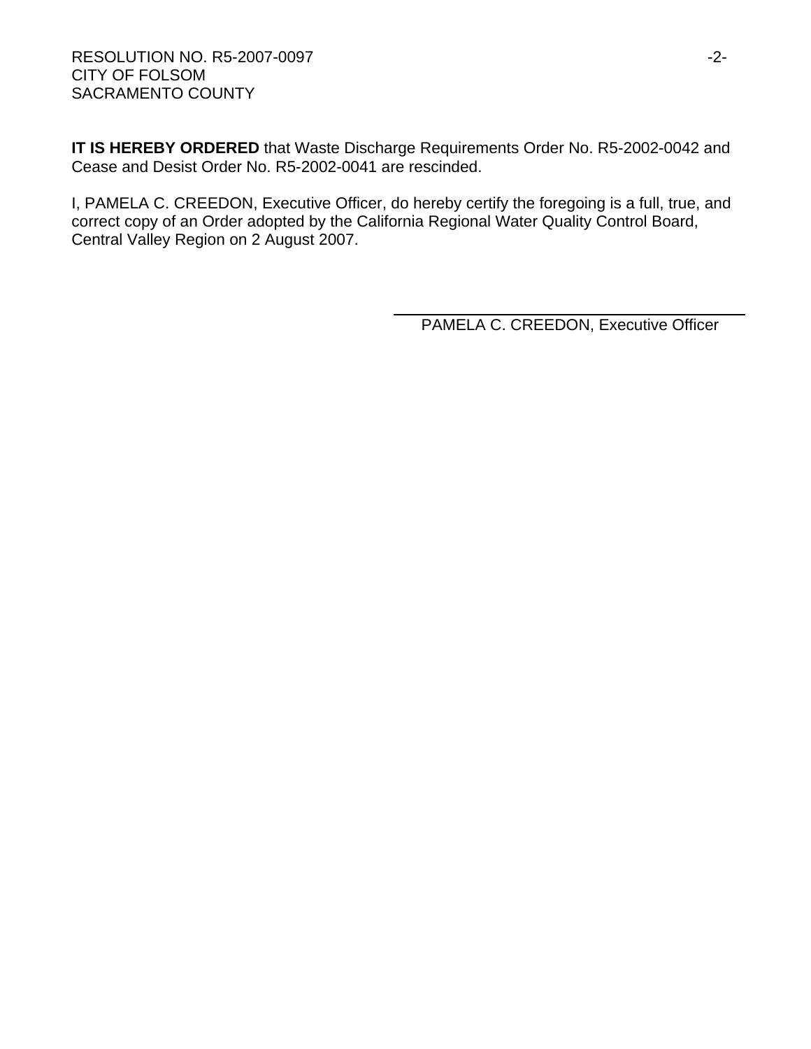**IT IS HEREBY ORDERED** that Waste Discharge Requirements Order No. R5-2002-0042 and Cease and Desist Order No. R5-2002-0041 are rescinded.

I, PAMELA C. CREEDON, Executive Officer, do hereby certify the foregoing is a full, true, and correct copy of an Order adopted by the California Regional Water Quality Control Board, Central Valley Region on 2 August 2007.

PAMELA C. CREEDON, Executive Officer